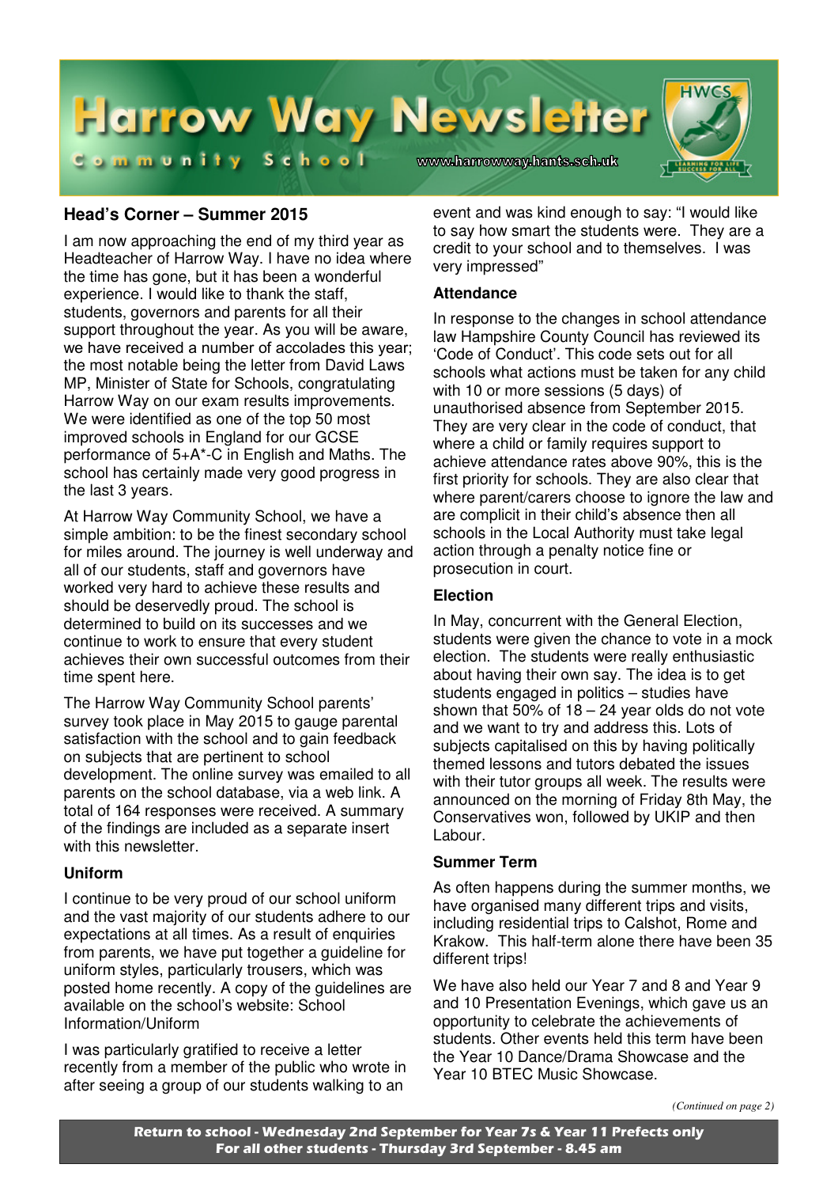# Harrow Way Newsletter

Community School

www.harrowway.hants.sch.uk

## Head's Corner – Summer 2015

I am now approaching the end of my third year as Headteacher of Harrow Way. I have no idea where the time has gone, but it has been a wonderful experience. I would like to thank the staff, students, governors and parents for all their support throughout the year. As you will be aware, we have received a number of accolades this year; the most notable being the letter from David Laws MP, Minister of State for Schools, congratulating Harrow Way on our exam results improvements. We were identified as one of the top 50 most improved schools in England for our GCSE performance of 5+A*-C in English and Maths. The school has certainly made very good progress in the last 3 years.

At Harrow Way Community School, we have a simple ambition: to be the finest secondary school for miles around. The journey is well underway and all of our students, staff and governors have worked very hard to achieve these results and should be deservedly proud. The school is determined to build on its successes and we continue to work to ensure that every student achieves their own successful outcomes from their time spent here.

The Harrow Way Community School parents' survey took place in May 2015 to gauge parental satisfaction with the school and to gain feedback on subjects that are pertinent to school development. The online survey was emailed to all parents on the school database, via a web link. A total of 164 responses were received. A summary of the findings are included as a separate insert with this newsletter.

### Uniform

I continue to be very proud of our school uniform and the vast majority of our students adhere to our expectations at all times. As a result of enquiries from parents, we have put together a guideline for uniform styles, particularly trousers, which was posted home recently. A copy of the guidelines are available on the school's website: School Information/Uniform

I was particularly gratified to receive a letter recently from a member of the public who wrote in after seeing a group of our students walking to an event and was kind enough to say: "I would like to say how smart the students were. They are a credit to your school and to themselves. I was very impressed"

### Attendance

In response to the changes in school attendance law Hampshire County Council has reviewed its 'Code of Conduct'. This code sets out for all schools what actions must be taken for any child with 10 or more sessions (5 days) of unauthorised absence from September 2015. They are very clear in the code of conduct, that where a child or family requires support to achieve attendance rates above 90%, this is the first priority for schools. They are also clear that where parent/carers choose to ignore the law and are complicit in their child's absence then all schools in the Local Authority must take legal action through a penalty notice fine or prosecution in court.

### Election

In May, concurrent with the General Election, students were given the chance to vote in a mock election. The students were really enthusiastic about having their own say. The idea is to get students engaged in politics – studies have shown that 50% of 18 – 24 year olds do not vote and we want to try and address this. Lots of subjects capitalised on this by having politically themed lessons and tutors debated the issues with their tutor groups all week. The results were announced on the morning of Friday 8th May, the Conservatives won, followed by UKIP and then Labour.

### Summer Term

As often happens during the summer months, we have organised many different trips and visits, including residential trips to Calshot, Rome and Krakow. This half-term alone there have been 35 different trips!

We have also held our Year 7 and 8 and Year 9 and 10 Presentation Evenings, which gave us an opportunity to celebrate the achievements of students. Other events held this term have been the Year 10 Dance/Drama Showcase and the Year 10 BTEC Music Showcase.

*(Continued on page 2)*

**Return to school - Wednesday 2nd September for Year 7s & Year 11 Prefects only**
**For all other students - Thursday 3rd September - 8.45 am**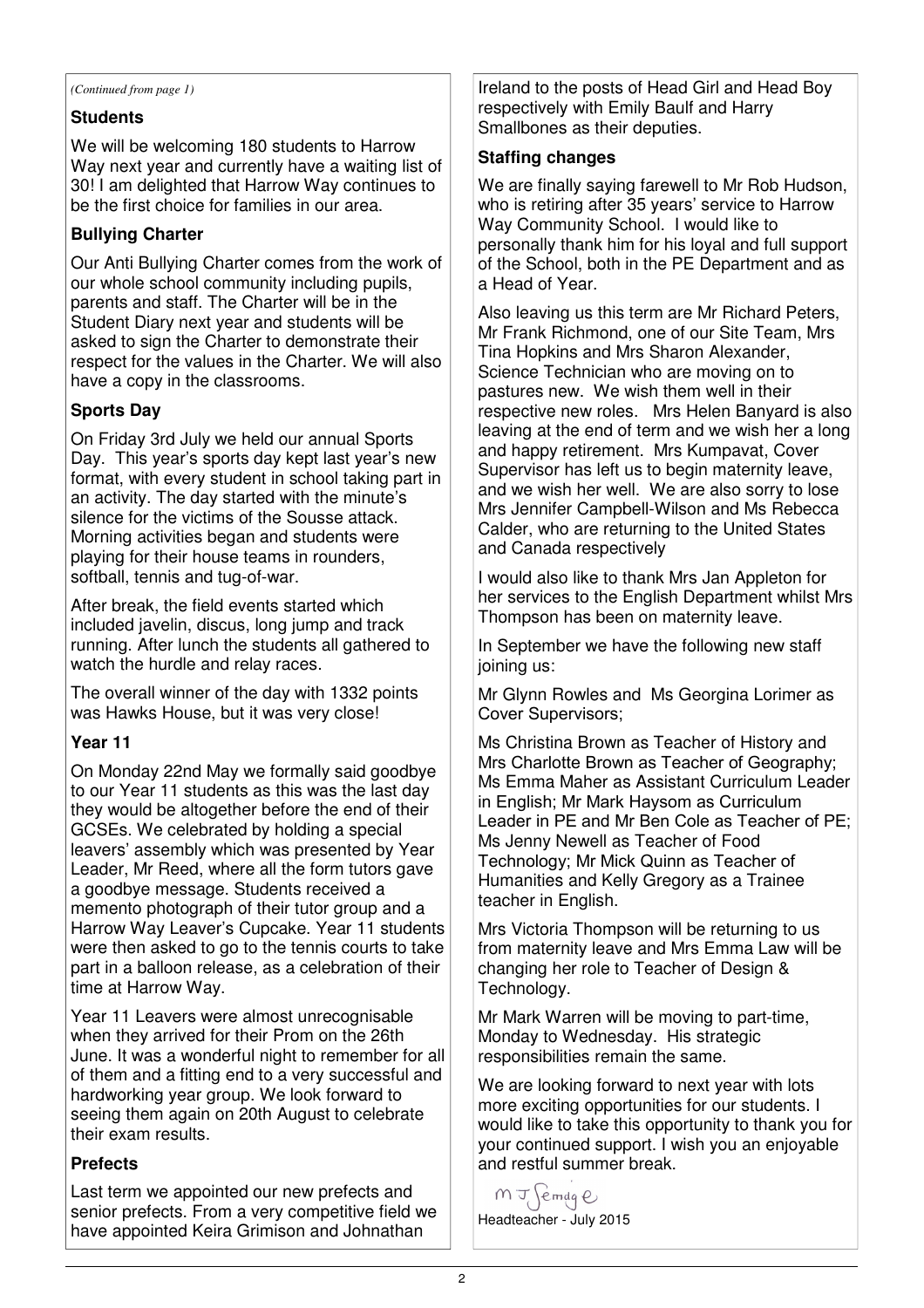*(Continued from page 1)*

**Students**

We will be welcoming 180 students to Harrow Way next year and currently have a waiting list of 30! I am delighted that Harrow Way continues to be the first choice for families in our area.

**Bullying Charter**

Our Anti Bullying Charter comes from the work of our whole school community including pupils, parents and staff. The Charter will be in the Student Diary next year and students will be asked to sign the Charter to demonstrate their respect for the values in the Charter. We will also have a copy in the classrooms.

**Sports Day**

On Friday 3rd July we held our annual Sports Day. This year's sports day kept last year's new format, with every student in school taking part in an activity. The day started with the minute's silence for the victims of the Sousse attack. Morning activities began and students were playing for their house teams in rounders, softball, tennis and tug-of-war.

After break, the field events started which included javelin, discus, long jump and track running. After lunch the students all gathered to watch the hurdle and relay races.

The overall winner of the day with 1332 points was Hawks House, but it was very close!

**Year 11**

On Monday 22nd May we formally said goodbye to our Year 11 students as this was the last day they would be altogether before the end of their GCSEs. We celebrated by holding a special leavers' assembly which was presented by Year Leader, Mr Reed, where all the form tutors gave a goodbye message. Students received a memento photograph of their tutor group and a Harrow Way Leaver's Cupcake. Year 11 students were then asked to go to the tennis courts to take part in a balloon release, as a celebration of their time at Harrow Way.

Year 11 Leavers were almost unrecognisable when they arrived for their Prom on the 26th June. It was a wonderful night to remember for all of them and a fitting end to a very successful and hardworking year group. We look forward to seeing them again on 20th August to celebrate their exam results.

**Prefects**

Last term we appointed our new prefects and senior prefects. From a very competitive field we have appointed Keira Grimison and Johnathan Ireland to the posts of Head Girl and Head Boy respectively with Emily Baulf and Harry Smallbones as their deputies.

**Staffing changes**

We are finally saying farewell to Mr Rob Hudson, who is retiring after 35 years' service to Harrow Way Community School. I would like to personally thank him for his loyal and full support of the School, both in the PE Department and as a Head of Year.

Also leaving us this term are Mr Richard Peters, Mr Frank Richmond, one of our Site Team, Mrs Tina Hopkins and Mrs Sharon Alexander, Science Technician who are moving on to pastures new. We wish them well in their respective new roles. Mrs Helen Banyard is also leaving at the end of term and we wish her a long and happy retirement. Mrs Kumpavat, Cover Supervisor has left us to begin maternity leave, and we wish her well. We are also sorry to lose Mrs Jennifer Campbell-Wilson and Ms Rebecca Calder, who are returning to the United States and Canada respectively

I would also like to thank Mrs Jan Appleton for her services to the English Department whilst Mrs Thompson has been on maternity leave.

In September we have the following new staff joining us:

Mr Glynn Rowles and Ms Georgina Lorimer as Cover Supervisors;

Ms Christina Brown as Teacher of History and Mrs Charlotte Brown as Teacher of Geography; Ms Emma Maher as Assistant Curriculum Leader in English; Mr Mark Haysom as Curriculum Leader in PE and Mr Ben Cole as Teacher of PE; Ms Jenny Newell as Teacher of Food Technology; Mr Mick Quinn as Teacher of Humanities and Kelly Gregory as a Trainee teacher in English.

Mrs Victoria Thompson will be returning to us from maternity leave and Mrs Emma Law will be changing her role to Teacher of Design & Technology.

Mr Mark Warren will be moving to part-time, Monday to Wednesday. His strategic responsibilities remain the same.

We are looking forward to next year with lots more exciting opportunities for our students. I would like to take this opportunity to thank you for your continued support. I wish you an enjoyable and restful summer break.

M J Sembge

Headteacher - July 2015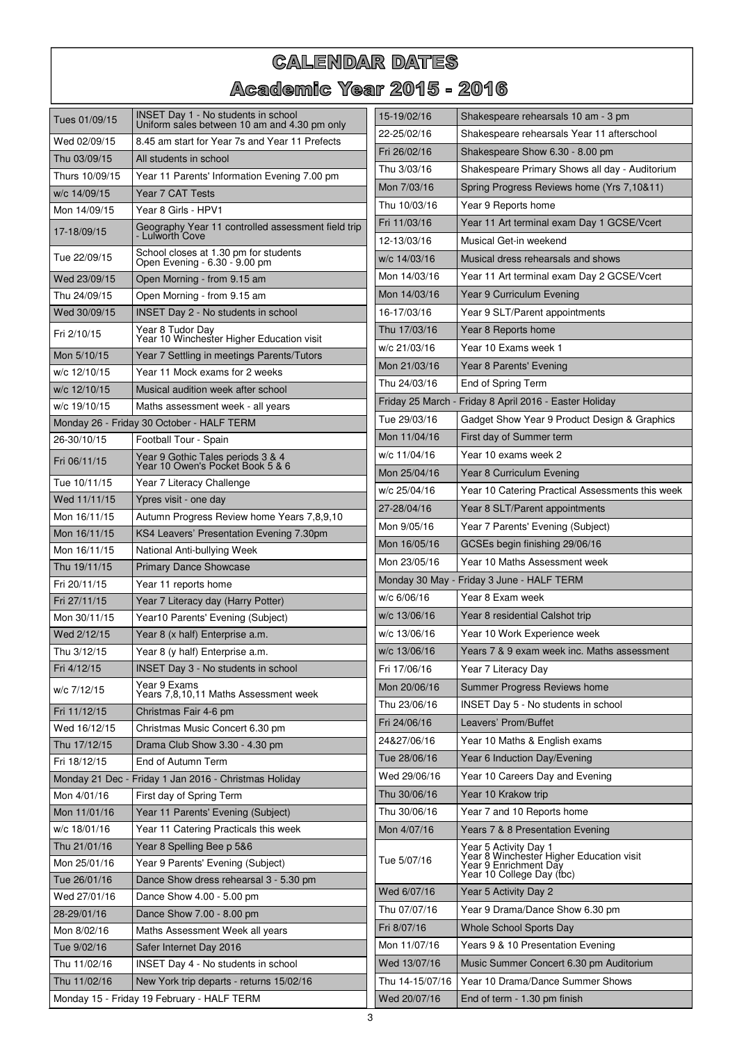# CALENDAR DATES

## Academic Year 2015 - 2016

| Date | Event |
|---|---|
| Tues 01/09/15 | INSET Day 1 - No students in school<br>Uniform sales between 10 am and 4.30 pm only |
| Wed 02/09/15 | 8.45 am start for Year 7s and Year 11 Prefects |
| Thu 03/09/15 | All students in school |
| Thurs 10/09/15 | Year 11 Parents' Information Evening 7.00 pm |
| w/c 14/09/15 | Year 7 CAT Tests |
| Mon 14/09/15 | Year 8 Girls - HPV1 |
| 17-18/09/15 | Geography Year 11 controlled assessment field trip - Lulworth Cove |
| Tue 22/09/15 | School closes at 1.30 pm for students<br>Open Evening - 6.30 - 9.00 pm |
| Wed 23/09/15 | Open Morning - from 9.15 am |
| Thu 24/09/15 | Open Morning - from 9.15 am |
| Wed 30/09/15 | INSET Day 2 - No students in school |
| Fri 2/10/15 | Year 8 Tudor Day<br>Year 10 Winchester Higher Education visit |
| Mon 5/10/15 | Year 7 Settling in meetings Parents/Tutors |
| w/c 12/10/15 | Year 11 Mock exams for 2 weeks |
| w/c 12/10/15 | Musical audition week after school |
| w/c 19/10/15 | Maths assessment week - all years |
| Monday 26 - Friday 30 October - HALF TERM | |
| 26-30/10/15 | Football Tour - Spain |
| Fri 06/11/15 | Year 9 Gothic Tales periods 3 & 4<br>Year 10 Owen's Pocket Book 5 & 6 |
| Tue 10/11/15 | Year 7 Literacy Challenge |
| Wed 11/11/15 | Ypres visit - one day |
| Mon 16/11/15 | Autumn Progress Review home Years 7,8,9,10 |
| Mon 16/11/15 | KS4 Leavers' Presentation Evening 7.30pm |
| Mon 16/11/15 | National Anti-bullying Week |
| Thu 19/11/15 | Primary Dance Showcase |
| Fri 20/11/15 | Year 11 reports home |
| Fri 27/11/15 | Year 7 Literacy day (Harry Potter) |
| Mon 30/11/15 | Year10 Parents' Evening (Subject) |
| Wed 2/12/15 | Year 8 (x half) Enterprise a.m. |
| Thu 3/12/15 | Year 8 (y half) Enterprise a.m. |
| Fri 4/12/15 | INSET Day 3 - No students in school |
| w/c 7/12/15 | Year 9 Exams<br>Years 7,8,10,11 Maths Assessment week |
| Fri 11/12/15 | Christmas Fair 4-6 pm |
| Wed 16/12/15 | Christmas Music Concert 6.30 pm |
| Thu 17/12/15 | Drama Club Show 3.30 - 4.30 pm |
| Fri 18/12/15 | End of Autumn Term |
| Monday 21 Dec - Friday 1 Jan 2016 - Christmas Holiday | |
| Mon 4/01/16 | First day of Spring Term |
| Mon 11/01/16 | Year 11 Parents' Evening (Subject) |
| w/c 18/01/16 | Year 11 Catering Practicals this week |
| Thu 21/01/16 | Year 8 Spelling Bee p 5&6 |
| Mon 25/01/16 | Year 9 Parents' Evening (Subject) |
| Tue 26/01/16 | Dance Show dress rehearsal 3 - 5.30 pm |
| Wed 27/01/16 | Dance Show 4.00 - 5.00 pm |
| 28-29/01/16 | Dance Show 7.00 - 8.00 pm |
| Mon 8/02/16 | Maths Assessment Week all years |
| Tue 9/02/16 | Safer Internet Day 2016 |
| Thu 11/02/16 | INSET Day 4 - No students in school |
| Thu 11/02/16 | New York trip departs - returns 15/02/16 |
| Monday 15 - Friday 19 February - HALF TERM | |
| 15-19/02/16 | Shakespeare rehearsals 10 am - 3 pm |
| 22-25/02/16 | Shakespeare rehearsals Year 11 afterschool |
| Fri 26/02/16 | Shakespeare Show 6.30 - 8.00 pm |
| Thu 3/03/16 | Shakespeare Primary Shows all day - Auditorium |
| Mon 7/03/16 | Spring Progress Reviews home (Yrs 7,10&11) |
| Thu 10/03/16 | Year 9 Reports home |
| Fri 11/03/16 | Year 11 Art terminal exam Day 1 GCSE/Vcert |
| 12-13/03/16 | Musical Get-in weekend |
| w/c 14/03/16 | Musical dress rehearsals and shows |
| Mon 14/03/16 | Year 11 Art terminal exam Day 2 GCSE/Vcert |
| Mon 14/03/16 | Year 9 Curriculum Evening |
| 16-17/03/16 | Year 9 SLT/Parent appointments |
| Thu 17/03/16 | Year 8 Reports home |
| w/c 21/03/16 | Year 10 Exams week 1 |
| Mon 21/03/16 | Year 8 Parents' Evening |
| Thu 24/03/16 | End of Spring Term |
| Friday 25 March - Friday 8 April 2016 - Easter Holiday | |
| Tue 29/03/16 | Gadget Show Year 9 Product Design & Graphics |
| Mon 11/04/16 | First day of Summer term |
| w/c 11/04/16 | Year 10 exams week 2 |
| Mon 25/04/16 | Year 8 Curriculum Evening |
| w/c 25/04/16 | Year 10 Catering Practical Assessments this week |
| 27-28/04/16 | Year 8 SLT/Parent appointments |
| Mon 9/05/16 | Year 7 Parents' Evening (Subject) |
| Mon 16/05/16 | GCSEs begin finishing 29/06/16 |
| Mon 23/05/16 | Year 10 Maths Assessment week |
| Monday 30 May - Friday 3 June - HALF TERM | |
| w/c 6/06/16 | Year 8 Exam week |
| w/c 13/06/16 | Year 8 residential Calshot trip |
| w/c 13/06/16 | Year 10 Work Experience week |
| w/c 13/06/16 | Years 7 & 9 exam week inc. Maths assessment |
| Fri 17/06/16 | Year 7 Literacy Day |
| Mon 20/06/16 | Summer Progress Reviews home |
| Thu 23/06/16 | INSET Day 5 - No students in school |
| Fri 24/06/16 | Leavers' Prom/Buffet |
| 24&27/06/16 | Year 10 Maths & English exams |
| Tue 28/06/16 | Year 6 Induction Day/Evening |
| Wed 29/06/16 | Year 10 Careers Day and Evening |
| Thu 30/06/16 | Year 10 Krakow trip |
| Thu 30/06/16 | Year 7 and 10 Reports home |
| Mon 4/07/16 | Years 7 & 8 Presentation Evening |
| Tue 5/07/16 | Year 5 Activity Day 1<br>Year 8 Winchester Higher Education visit<br>Year 9 Enrichment Day<br>Year 10 College Day (tbc) |
| Wed 6/07/16 | Year 5 Activity Day 2 |
| Thu 07/07/16 | Year 9 Drama/Dance Show 6.30 pm |
| Fri 8/07/16 | Whole School Sports Day |
| Mon 11/07/16 | Years 9 & 10 Presentation Evening |
| Wed 13/07/16 | Music Summer Concert 6.30 pm Auditorium |
| Thu 14-15/07/16 | Year 10 Drama/Dance Summer Shows |
| Wed 20/07/16 | End of term - 1.30 pm finish |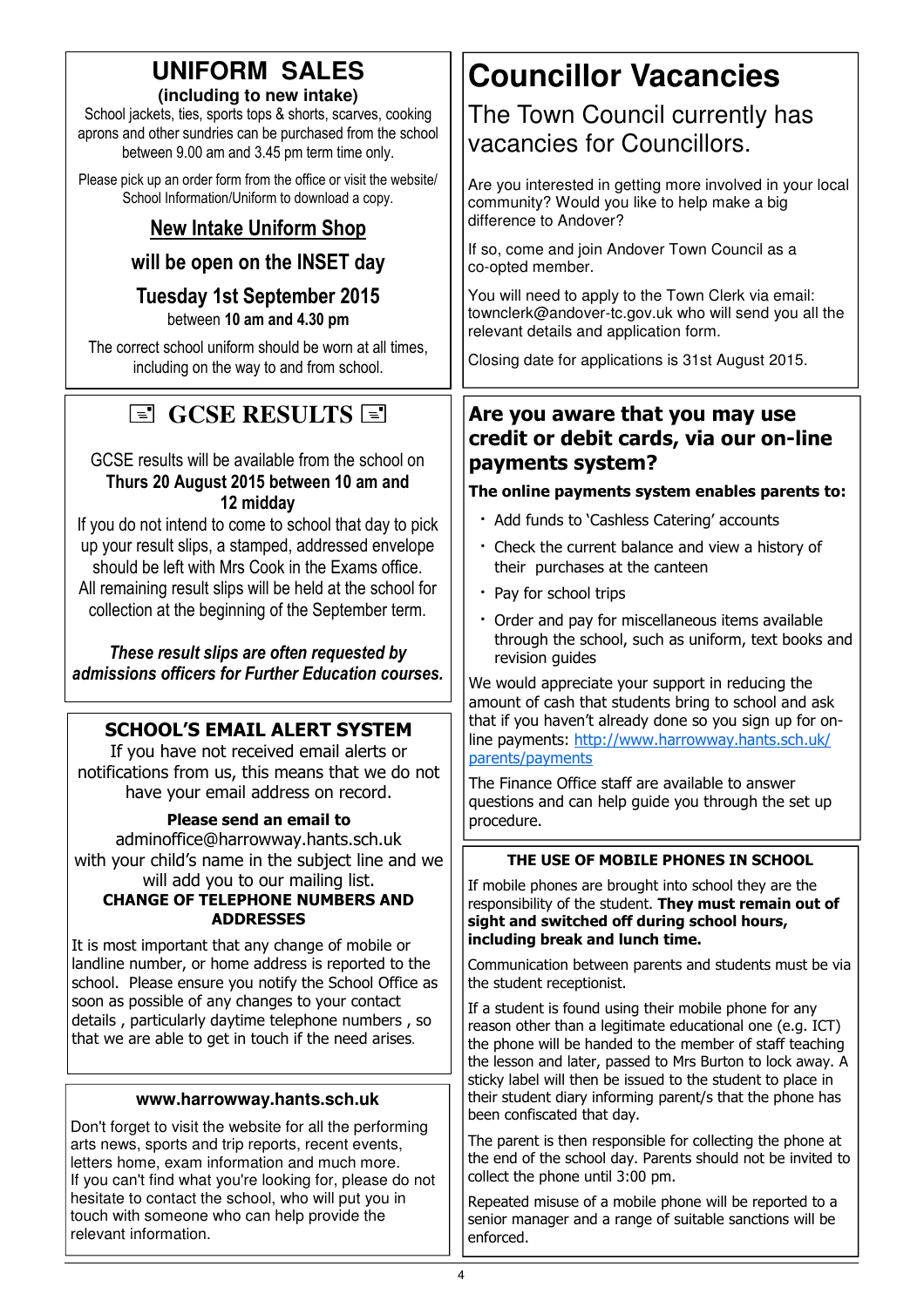## UNIFORM SALES

**(including to new intake)**

School jackets, ties, sports tops & shorts, scarves, cooking aprons and other sundries can be purchased from the school between 9.00 am and 3.45 pm term time only.

Please pick up an order form from the office or visit the website/ School Information/Uniform to download a copy.

### New Intake Uniform Shop

**will be open on the INSET day**

**Tuesday 1st September 2015**

between **10 am and 4.30 pm**

The correct school uniform should be worn at all times, including on the way to and from school.

## GCSE RESULTS

GCSE results will be available from the school on **Thurs 20 August 2015 between 10 am and 12 midday**

If you do not intend to come to school that day to pick up your result slips, a stamped, addressed envelope should be left with Mrs Cook in the Exams office. All remaining result slips will be held at the school for collection at the beginning of the September term.

***These result slips are often requested by admissions officers for Further Education courses.***

## SCHOOL'S EMAIL ALERT SYSTEM

If you have not received email alerts or notifications from us, this means that we do not have your email address on record.

**Please send an email to**

adminoffice@harrowway.hants.sch.uk

with your child's name in the subject line and we will add you to our mailing list.

**CHANGE OF TELEPHONE NUMBERS AND ADDRESSES**

It is most important that any change of mobile or landline number, or home address is reported to the school. Please ensure you notify the School Office as soon as possible of any changes to your contact details , particularly daytime telephone numbers , so that we are able to get in touch if the need arises.

## www.harrowway.hants.sch.uk

Don't forget to visit the website for all the performing arts news, sports and trip reports, recent events, letters home, exam information and much more.
If you can't find what you're looking for, please do not hesitate to contact the school, who will put you in touch with someone who can help provide the relevant information.

# Councillor Vacancies

The Town Council currently has vacancies for Councillors.

Are you interested in getting more involved in your local community? Would you like to help make a big difference to Andover?

If so, come and join Andover Town Council as a co-opted member.

You will need to apply to the Town Clerk via email: townclerk@andover-tc.gov.uk who will send you all the relevant details and application form.

Closing date for applications is 31st August 2015.

## Are you aware that you may use credit or debit cards, via our on-line payments system?

**The online payments system enables parents to:**

- Add funds to 'Cashless Catering' accounts
- Check the current balance and view a history of their purchases at the canteen
- Pay for school trips
- Order and pay for miscellaneous items available through the school, such as uniform, text books and revision guides

We would appreciate your support in reducing the amount of cash that students bring to school and ask that if you haven't already done so you sign up for on-line payments: http://www.harrowway.hants.sch.uk/parents/payments

The Finance Office staff are available to answer questions and can help guide you through the set up procedure.

## THE USE OF MOBILE PHONES IN SCHOOL

If mobile phones are brought into school they are the responsibility of the student. **They must remain out of sight and switched off during school hours, including break and lunch time.**

Communication between parents and students must be via the student receptionist.

If a student is found using their mobile phone for any reason other than a legitimate educational one (e.g. ICT) the phone will be handed to the member of staff teaching the lesson and later, passed to Mrs Burton to lock away. A sticky label will then be issued to the student to place in their student diary informing parent/s that the phone has been confiscated that day.

The parent is then responsible for collecting the phone at the end of the school day. Parents should not be invited to collect the phone until 3:00 pm.

Repeated misuse of a mobile phone will be reported to a senior manager and a range of suitable sanctions will be enforced.